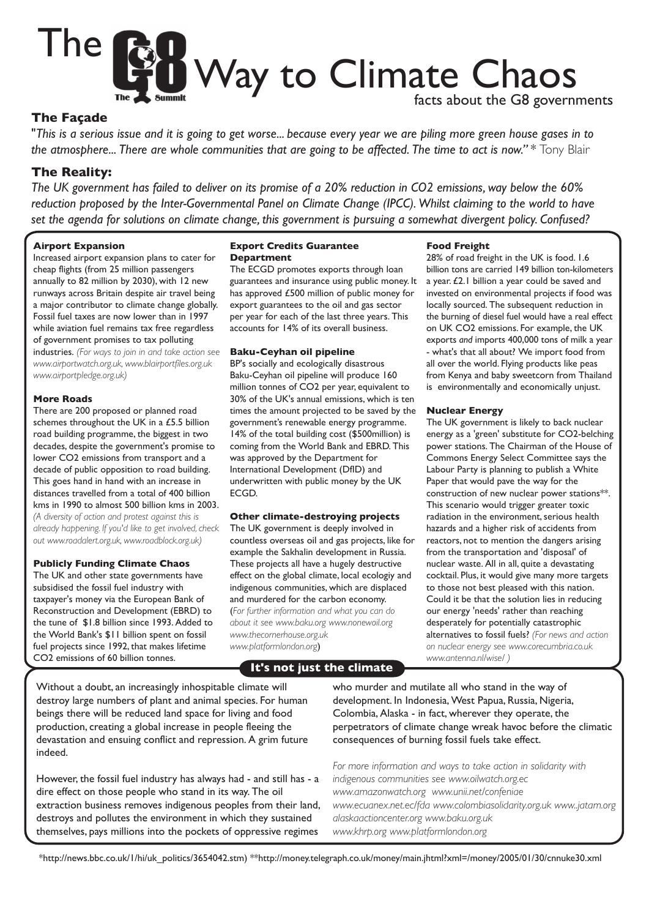# The G8 Way to Climate Chaos

facts about the G8 governments

## The Façade

"*This is a serious issue and it is going to get worse... because every year we are piling more green house gases in to the atmosphere... There are whole communities that are going to be affected. The time to act is now."* * Tony Blair

## The Reality:

*The UK government has failed to deliver on its promise of a 20% reduction in CO2 emissions, way below the 60% reduction proposed by the Inter-Governmental Panel on Climate Change (IPCC). Whilst claiming to the world to have set the agenda for solutions on climate change, this government is pursuing a somewhat divergent policy. Confused?*

### Airport Expansion

Increased airport expansion plans to cater for cheap flights (from 25 million passengers annually to 82 million by 2030), with 12 new runways across Britain despite air travel being a major contributor to climate change globally. Fossil fuel taxes are now lower than in 1997 while aviation fuel remains tax free regardless of government promises to tax polluting industries. *(For ways to join in and take action see www.airportwatch.org.uk, www.blairportfiles.org.uk www.airportpledge.org.uk)*

### More Roads

There are 200 proposed or planned road schemes throughout the UK in a £5.5 billion road building programme, the biggest in two decades, despite the government's promise to lower CO2 emissions from transport and a decade of public opposition to road building. This goes hand in hand with an increase in distances travelled from a total of 400 billion kms in 1990 to almost 500 billion kms in 2003. *(A diversity of action and protest against this is already happening. If you'd like to get involved, check out www.roadalert.org.uk, www.roadblock.org.uk)*

### Publicly Funding Climate Chaos

The UK and other state governments have subsidised the fossil fuel industry with taxpayer's money via the European Bank of Reconstruction and Development (EBRD) to the tune of $1.8 billion since 1993. Added to the World Bank's $11 billion spent on fossil fuel projects since 1992, that makes lifetime CO2 emissions of 60 billion tonnes.

### Export Credits Guarantee Department

The ECGD promotes exports through loan guarantees and insurance using public money. It has approved £500 million of public money for export guarantees to the oil and gas sector per year for each of the last three years. This accounts for 14% of its overall business.

### Baku-Ceyhan oil pipeline

BP's socially and ecologically disastrous Baku-Ceyhan oil pipeline will produce 160 million tonnes of CO2 per year, equivalent to 30% of the UK's annual emissions, which is ten times the amount projected to be saved by the government's renewable energy programme. 14% of the total building cost ($500million) is coming from the World Bank and EBRD. This was approved by the Department for International Development (DfID) and underwritten with public money by the UK ECGD.

### Other climate-destroying projects

The UK government is deeply involved in countless overseas oil and gas projects, like for example the Sakhalin development in Russia. These projects all have a hugely destructive effect on the global climate, local ecologiy and indigenous communities, which are displaced and murdered for the carbon economy. (*For further information and what you can do about it see www.baku.org www.nonewoil.org www.thecornerhouse.org.uk www.platformlondon.org*)

### Food Freight

28% of road freight in the UK is food. 1.6 billion tons are carried 149 billion ton-kilometers a year. £2.1 billion a year could be saved and invested on environmental projects if food was locally sourced. The subsequent reduction in the burning of diesel fuel would have a real effect on UK CO2 emissions. For example, the UK exports *and* imports 400,000 tons of milk a year - what's that all about? We import food from all over the world. Flying products like peas from Kenya and baby sweetcorn from Thailand is environmentally and economically unjust.

### Nuclear Energy

The UK government is likely to back nuclear energy as a 'green' substitute for CO2-belching power stations. The Chairman of the House of Commons Energy Select Committee says the Labour Party is planning to publish a White Paper that would pave the way for the construction of new nuclear power stations**. This scenario would trigger greater toxic radiation in the environment, serious health hazards and a higher risk of accidents from reactors, not to mention the dangers arising from the transportation and 'disposal' of nuclear waste. All in all, quite a devastating cocktail. Plus, it would give many more targets to those not best pleased with this nation. Could it be that the solution lies in reducing our energy 'needs' rather than reaching desperately for potentially catastrophic alternatives to fossil fuels? *(For news and action on nuclear energy see www.corecumbria.co.uk www.antenna.nl/wise/ )*

## It's not just the climate

Without a doubt, an increasingly inhospitable climate will destroy large numbers of plant and animal species. For human beings there will be reduced land space for living and food production, creating a global increase in people fleeing the devastation and ensuing conflict and repression. A grim future indeed.

However, the fossil fuel industry has always had - and still has - a dire effect on those people who stand in its way. The oil extraction business removes indigenous peoples from their land, destroys and pollutes the environment in which they sustained themselves, pays millions into the pockets of oppressive regimes who murder and mutilate all who stand in the way of development. In Indonesia, West Papua, Russia, Nigeria, Colombia, Alaska - in fact, wherever they operate, the perpetrators of climate change wreak havoc before the climatic consequences of burning fossil fuels take effect.

*For more information and ways to take action in solidarity with indigenous communities see www.oilwatch.org.ec www.amazonwatch.org www.unii.net/confeniae www.ecuanex.net.ec/fda www.colombiasolidarity.org.uk www..jatam.org alaskaactioncenter.org www.baku.org.uk www.khrp.org www.platformlondon.org*

*http://news.bbc.co.uk/1/hi/uk_politics/3654042.stm) **http://money.telegraph.co.uk/money/main.jhtml?xml=/money/2005/01/30/cnnuke30.xml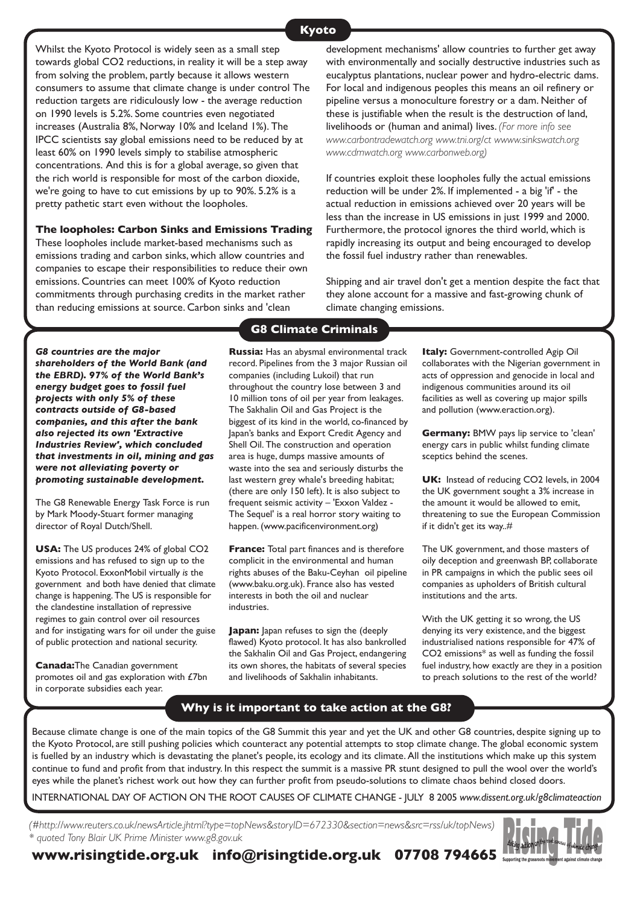## Kyoto

Whilst the Kyoto Protocol is widely seen as a small step towards global $CO_2$ reductions, in reality it will be a step away from solving the problem, partly because it allows western consumers to assume that climate change is under control The reduction targets are ridiculously low - the average reduction on 1990 levels is 5.2%. Some countries even negotiated increases (Australia 8%, Norway 10% and Iceland 1%). The IPCC scientists say global emissions need to be reduced by at least 60% on 1990 levels simply to stabilise atmospheric concentrations. And this is for a global average, so given that the rich world is responsible for most of the carbon dioxide, we're going to have to cut emissions by up to 90%. 5.2% is a pretty pathetic start even without the loopholes.

### The loopholes: Carbon Sinks and Emissions Trading

These loopholes include market-based mechanisms such as emissions trading and carbon sinks, which allow countries and companies to escape their responsibilities to reduce their own emissions. Countries can meet 100% of Kyoto reduction commitments through purchasing credits in the market rather than reducing emissions at source. Carbon sinks and 'clean development mechanisms' allow countries to further get away with environmentally and socially destructive industries such as eucalyptus plantations, nuclear power and hydro-electric dams. For local and indigenous peoples this means an oil refinery or pipeline versus a monoculture forestry or a dam. Neither of these is justifiable when the result is the destruction of land, livelihoods or (human and animal) lives. *(For more info see www.carbontradewatch.org www.tni.org/ct wwww.sinkswatch.org www.cdmwatch.org www.carbonweb.org)*

If countries exploit these loopholes fully the actual emissions reduction will be under 2%. If implemented - a big 'if' - the actual reduction in emissions achieved over 20 years will be less than the increase in US emissions in just 1999 and 2000. Furthermore, the protocol ignores the third world, which is rapidly increasing its output and being encouraged to develop the fossil fuel industry rather than renewables.

Shipping and air travel don't get a mention despite the fact that they alone account for a massive and fast-growing chunk of climate changing emissions.

## G8 Climate Criminals

***G8 countries are the major shareholders of the World Bank (and the EBRD). 97% of the World Bank's energy budget goes to fossil fuel projects with only 5% of these contracts outside of G8-based companies, and this after the bank also rejected its own 'Extractive Industries Review', which concluded that investments in oil, mining and gas were not alleviating poverty or promoting sustainable development.***

The G8 Renewable Energy Task Force is run by Mark Moody-Stuart former managing director of Royal Dutch/Shell.

**USA:** The US produces 24% of global $CO_2$ emissions and has refused to sign up to the Kyoto Protocol. ExxonMobil virtually *is* the government and both have denied that climate change is happening. The US is responsible for the clandestine installation of repressive regimes to gain control over oil resources and for instigating wars for oil under the guise of public protection and national security.

**Canada:** The Canadian government promotes oil and gas exploration with £7bn in corporate subsidies each year.

**Russia:** Has an abysmal environmental track record. Pipelines from the 3 major Russian oil companies (including Lukoil) that run throughout the country lose between 3 and 10 million tons of oil per year from leakages. The Sakhalin Oil and Gas Project is the biggest of its kind in the world, co-financed by Japan's banks and Export Credit Agency and Shell Oil. The construction and operation area is huge, dumps massive amounts of waste into the sea and seriously disturbs the last western grey whale's breeding habitat; (there are only 150 left). It is also subject to frequent seismic activity – 'Exxon Valdez - The Sequel' is a real horror story waiting to happen. (www.pacificenvironment.org)

**France:** Total part finances and is therefore complicit in the environmental and human rights abuses of the Baku-Ceyhan oil pipeline (www.baku.org.uk). France also has vested interests in both the oil and nuclear industries.

**Japan:** Japan refuses to sign the (deeply flawed) Kyoto protocol. It has also bankrolled the Sakhalin Oil and Gas Project, endangering its own shores, the habitats of several species and livelihoods of Sakhalin inhabitants.

**Italy:** Government-controlled Agip Oil collaborates with the Nigerian government in acts of oppression and genocide in local and indigenous communities around its oil facilities as well as covering up major spills and pollution (www.eraction.org).

**Germany:** BMW pays lip service to 'clean' energy cars in public whilst funding climate sceptics behind the scenes.

**UK:** Instead of reducing $CO_2$ levels, in 2004 the UK government sought a 3% increase in the amount it would be allowed to emit, threatening to sue the European Commission if it didn't get its way..#

The UK government, and those masters of oily deception and greenwash BP, collaborate in PR campaigns in which the public sees oil companies as upholders of British cultural institutions and the arts.

With the UK getting it so wrong, the US denying its very existence, and the biggest industrialised nations responsible for 47% of $CO_2$ emissions* as well as funding the fossil fuel industry, how exactly are they in a position to preach solutions to the rest of the world?

## Why is it important to take action at the G8?

Because climate change is one of the main topics of the G8 Summit this year and yet the UK and other G8 countries, despite signing up to the Kyoto Protocol, are still pushing policies which counteract any potential attempts to stop climate change. The global economic system is fuelled by an industry which is devastating the planet's people, its ecology and its climate. All the institutions which make up this system continue to fund and profit from that industry. In this respect the summit is a massive PR stunt designed to pull the wool over the world's eyes while the planet's richest work out how they can further profit from pseudo-solutions to climate chaos behind closed doors.

INTERNATIONAL DAY OF ACTION ON THE ROOT CAUSES OF CLIMATE CHANGE - JULY 8 2005 *www.dissent.org.uk/g8climateaction*

*(#http://www.reuters.co.uk/newsArticle.jhtml?type=topNews&storyID=672330&section=news&src=rss/uk/topNews)*
*\* quoted Tony Blair UK Prime Minister www.g8.gov.uk*

**www.risingtide.org.uk info@risingtide.org.uk 07708 794665**

Rising Tide — Taking action on the root causes of climate change — Supporting the grassroots movement against climate change